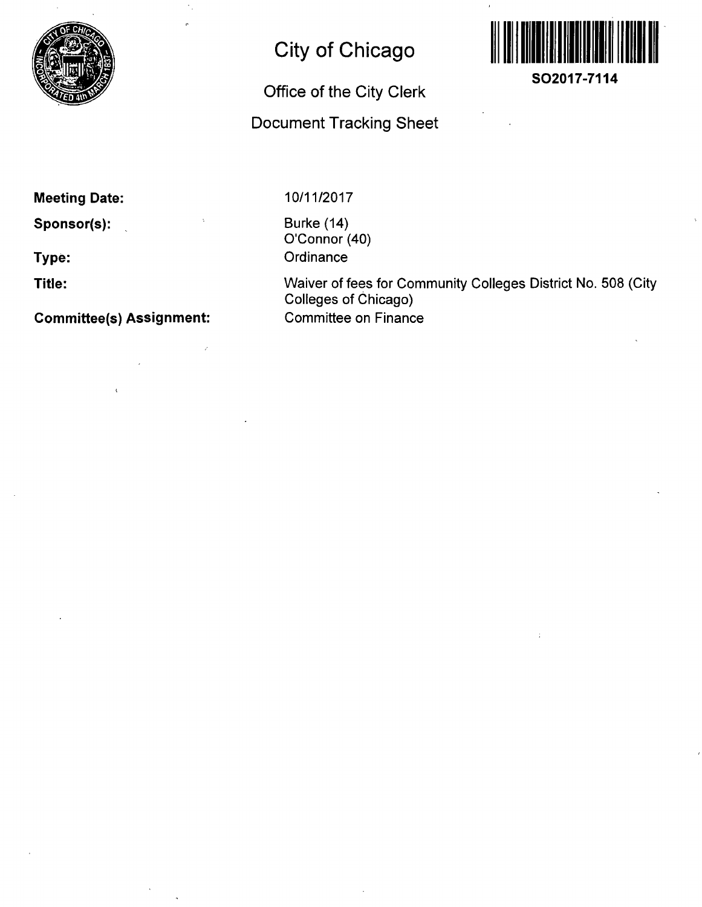# City of Chicago

## Office of the City Clerk

## Document Tracking Sheet

**SO2017-7114**

**Meeting Date:** 10/11/2017

**Sponsor(s):** Burke (14)
O'Connor (40)

**Type:** Ordinance

**Title:** Waiver of fees for Community Colleges District No. 508 (City Colleges of Chicago)

**Committee(s) Assignment:** Committee on Finance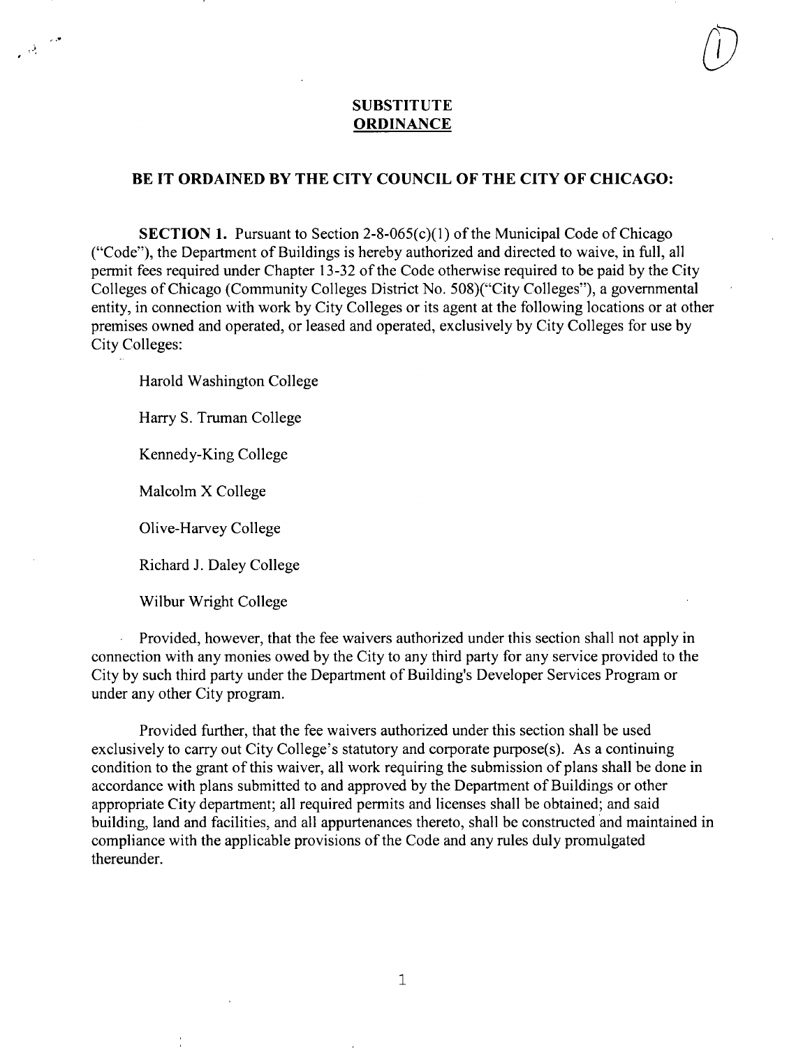# SUBSTITUTE ORDINANCE

## BE IT ORDAINED BY THE CITY COUNCIL OF THE CITY OF CHICAGO:

**SECTION 1.** Pursuant to Section 2-8-065(c)(1) of the Municipal Code of Chicago ("Code"), the Department of Buildings is hereby authorized and directed to waive, in full, all permit fees required under Chapter 13-32 of the Code otherwise required to be paid by the City Colleges of Chicago (Community Colleges District No. 508)("City Colleges"), a governmental entity, in connection with work by City Colleges or its agent at the following locations or at other premises owned and operated, or leased and operated, exclusively by City Colleges for use by City Colleges:

Harold Washington College

Harry S. Truman College

Kennedy-King College

Malcolm X College

Olive-Harvey College

Richard J. Daley College

Wilbur Wright College

Provided, however, that the fee waivers authorized under this section shall not apply in connection with any monies owed by the City to any third party for any service provided to the City by such third party under the Department of Building's Developer Services Program or under any other City program.

Provided further, that the fee waivers authorized under this section shall be used exclusively to carry out City College's statutory and corporate purpose(s). As a continuing condition to the grant of this waiver, all work requiring the submission of plans shall be done in accordance with plans submitted to and approved by the Department of Buildings or other appropriate City department; all required permits and licenses shall be obtained; and said building, land and facilities, and all appurtenances thereto, shall be constructed and maintained in compliance with the applicable provisions of the Code and any rules duly promulgated thereunder.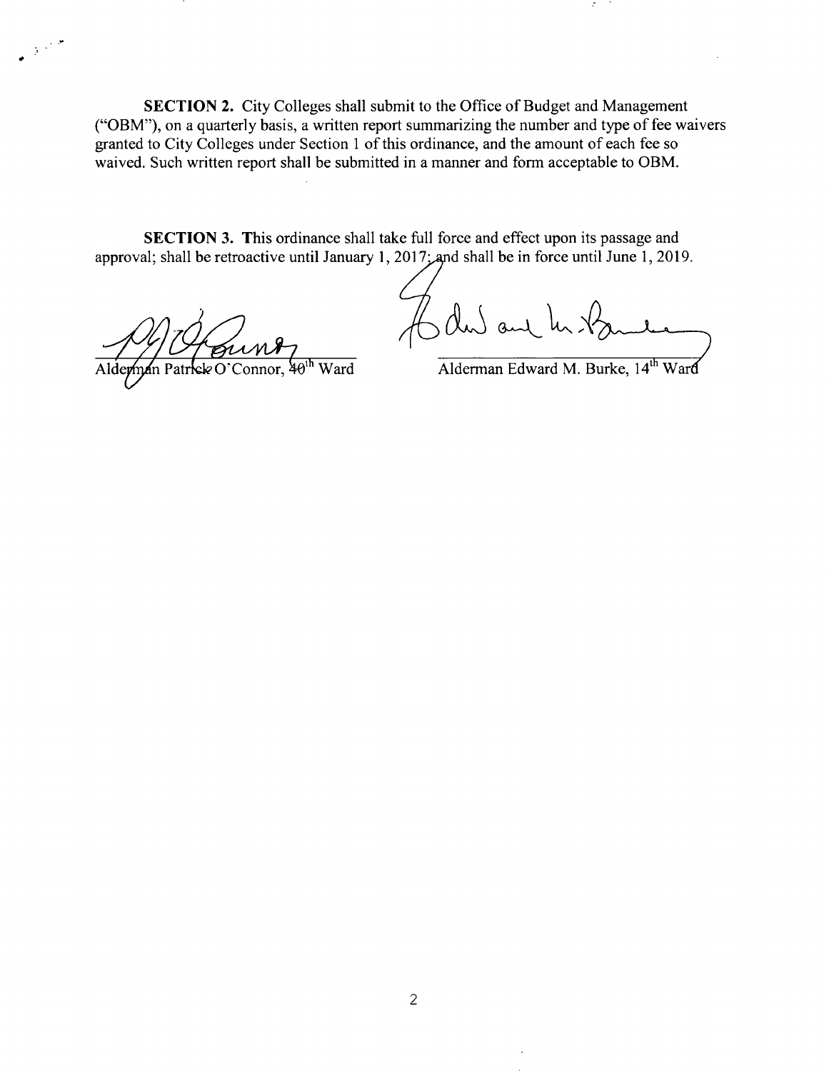**SECTION 2.** City Colleges shall submit to the Office of Budget and Management ("OBM"), on a quarterly basis, a written report summarizing the number and type of fee waivers granted to City Colleges under Section 1 of this ordinance, and the amount of each fee so waived. Such written report shall be submitted in a manner and form acceptable to OBM.

**SECTION 3.** This ordinance shall take full force and effect upon its passage and approval; shall be retroactive until January 1, 2017; and shall be in force until June 1, 2019.

Alderman Patrick O'Connor, 40th Ward

Alderman Edward M. Burke, 14th Ward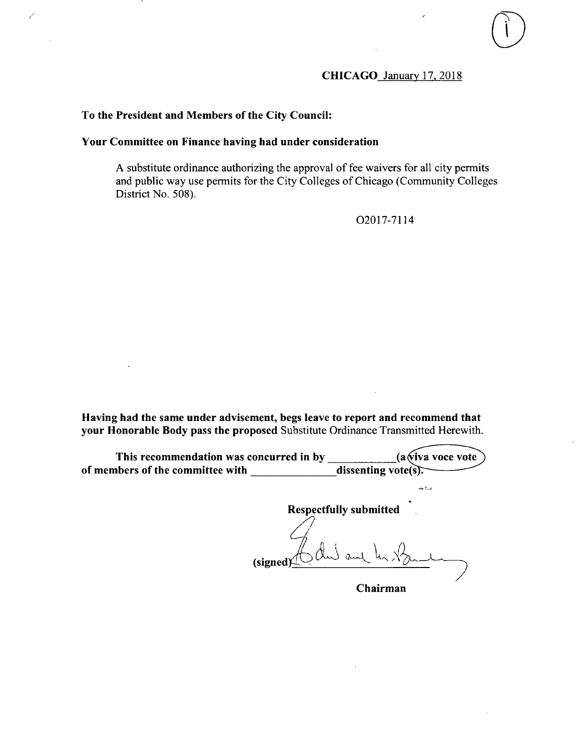**CHICAGO** January 17, 2018

**To the President and Members of the City Council:**

**Your Committee on Finance having had under consideration**

A substitute ordinance authorizing the approval of fee waivers for all city permits and public way use permits for the City Colleges of Chicago (Community Colleges District No. 508).

O2017-7114

**Having had the same under advisement, begs leave to report and recommend that your Honorable Body pass the proposed** Substitute Ordinance Transmitted Herewith.

**This recommendation was concurred in by \_\_\_\_\_\_\_\_\_\_\_ (a viva voce vote of members of the committee with \_\_\_\_\_\_\_\_\_\_\_\_\_\_ dissenting vote(s).**

**Respectfully submitted**

**(signed)** Edward M. Burke

**Chairman**